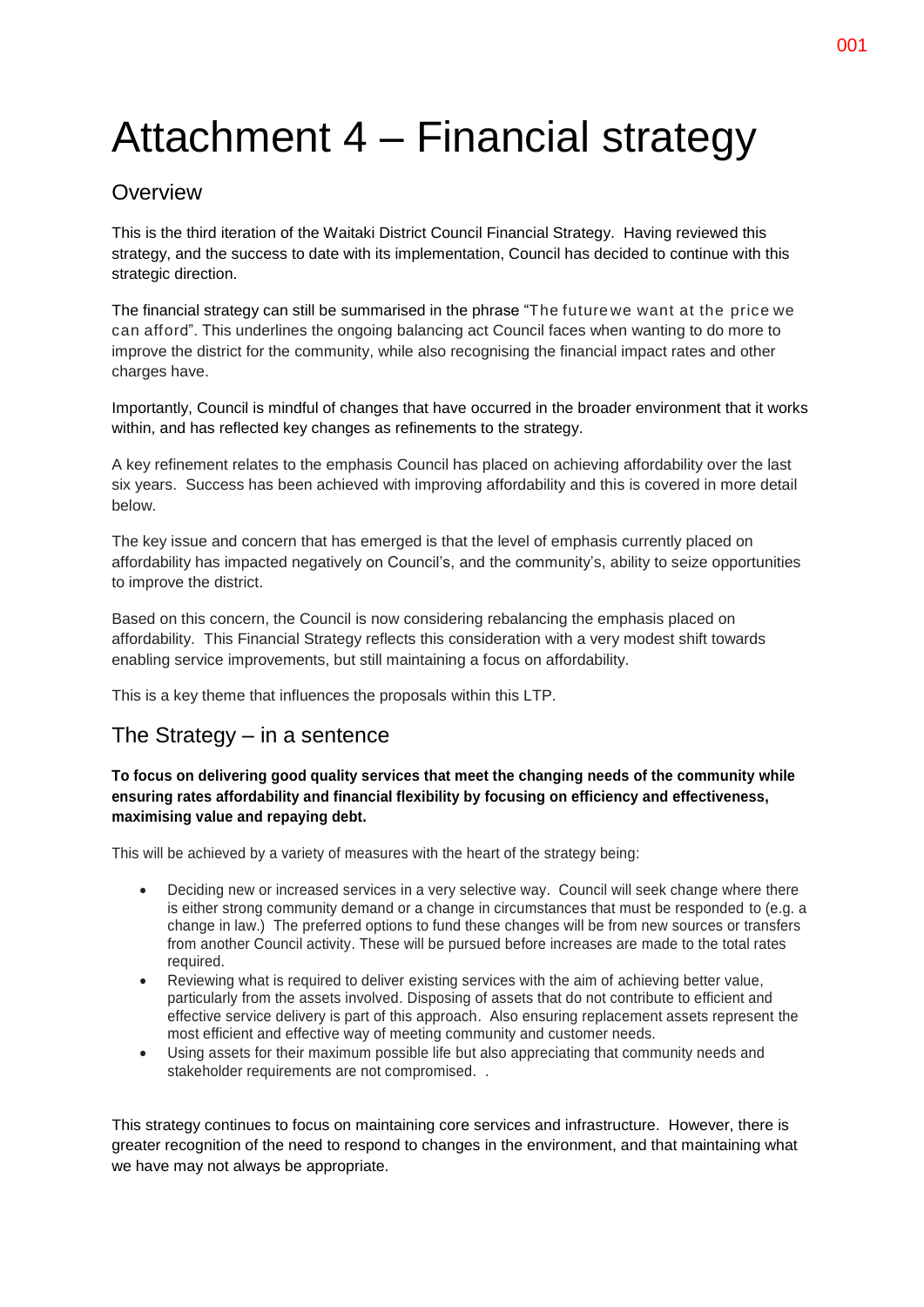# Attachment 4 – Financial strategy

## Overview

This is the third iteration of the Waitaki District Council Financial Strategy. Having reviewed this strategy, and the success to date with its implementation, Council has decided to continue with this strategic direction.

The financial strategy can still be summarised in the phrase "The future we want at the price we can afford". This underlines the ongoing balancing act Council faces when wanting to do more to improve the district for the community, while also recognising the financial impact rates and other charges have.

Importantly, Council is mindful of changes that have occurred in the broader environment that it works within, and has reflected key changes as refinements to the strategy.

A key refinement relates to the emphasis Council has placed on achieving affordability over the last six years. Success has been achieved with improving affordability and this is covered in more detail below.

The key issue and concern that has emerged is that the level of emphasis currently placed on affordability has impacted negatively on Council's, and the community's, ability to seize opportunities to improve the district.

Based on this concern, the Council is now considering rebalancing the emphasis placed on affordability. This Financial Strategy reflects this consideration with a very modest shift towards enabling service improvements, but still maintaining a focus on affordability.

This is a key theme that influences the proposals within this LTP.

## The Strategy – in a sentence

**To focus on delivering good quality services that meet the changing needs of the community while ensuring rates affordability and financial flexibility by focusing on efficiency and effectiveness, maximising value and repaying debt.**

This will be achieved by a variety of measures with the heart of the strategy being:

- Deciding new or increased services in a very selective way. Council will seek change where there is either strong community demand or a change in circumstances that must be responded to (e.g. a change in law.) The preferred options to fund these changes will be from new sources or transfers from another Council activity. These will be pursued before increases are made to the total rates required.
- Reviewing what is required to deliver existing services with the aim of achieving better value, particularly from the assets involved. Disposing of assets that do not contribute to efficient and effective service delivery is part of this approach. Also ensuring replacement assets represent the most efficient and effective way of meeting community and customer needs.
- Using assets for their maximum possible life but also appreciating that community needs and stakeholder requirements are not compromised. .

This strategy continues to focus on maintaining core services and infrastructure. However, there is greater recognition of the need to respond to changes in the environment, and that maintaining what we have may not always be appropriate.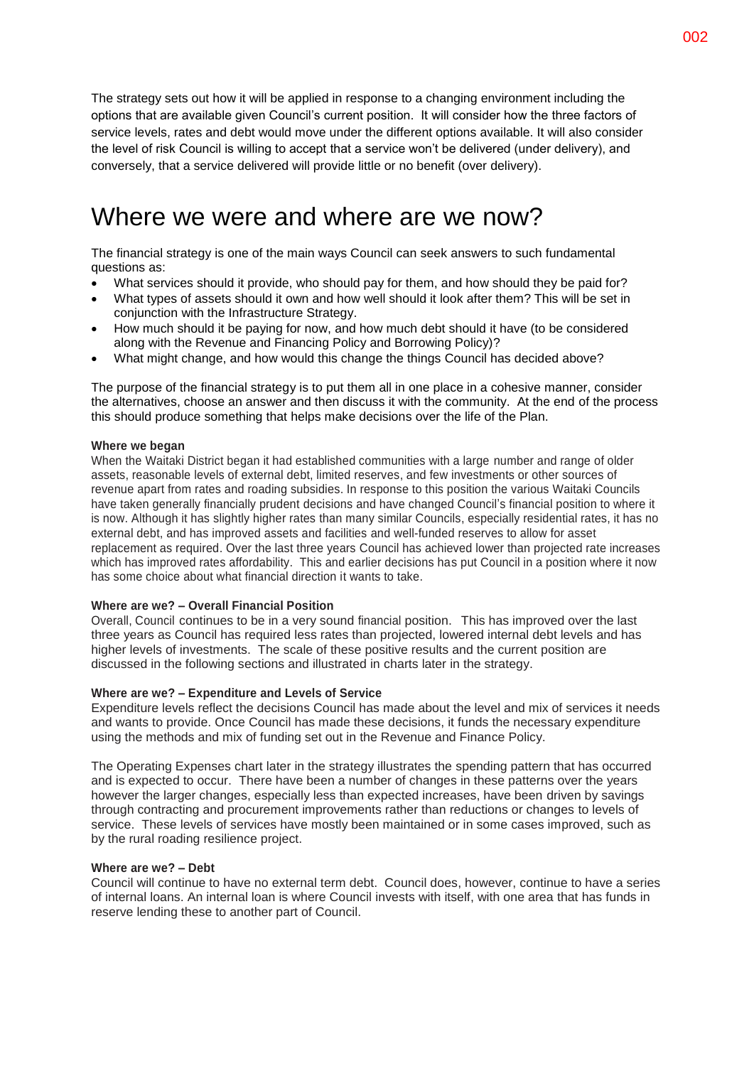The strategy sets out how it will be applied in response to a changing environment including the options that are available given Council's current position. It will consider how the three factors of service levels, rates and debt would move under the different options available. It will also consider the level of risk Council is willing to accept that a service won't be delivered (under delivery), and conversely, that a service delivered will provide little or no benefit (over delivery).

# Where we were and where are we now?

The financial strategy is one of the main ways Council can seek answers to such fundamental questions as:

- What services should it provide, who should pay for them, and how should they be paid for?
- What types of assets should it own and how well should it look after them? This will be set in conjunction with the Infrastructure Strategy.
- How much should it be paying for now, and how much debt should it have (to be considered along with the Revenue and Financing Policy and Borrowing Policy)?
- What might change, and how would this change the things Council has decided above?

The purpose of the financial strategy is to put them all in one place in a cohesive manner, consider the alternatives, choose an answer and then discuss it with the community. At the end of the process this should produce something that helps make decisions over the life of the Plan.

**Where we began**

When the Waitaki District began it had established communities with a large number and range of older assets, reasonable levels of external debt, limited reserves, and few investments or other sources of revenue apart from rates and roading subsidies. In response to this position the various Waitaki Councils have taken generally financially prudent decisions and have changed Council's financial position to where it is now. Although it has slightly higher rates than many similar Councils, especially residential rates, it has no external debt, and has improved assets and facilities and well-funded reserves to allow for asset replacement as required. Over the last three years Council has achieved lower than projected rate increases which has improved rates affordability. This and earlier decisions has put Council in a position where it now has some choice about what financial direction it wants to take.

**Where are we? – Overall Financial Position**

Overall, Council continues to be in a very sound financial position. This has improved over the last three years as Council has required less rates than projected, lowered internal debt levels and has higher levels of investments. The scale of these positive results and the current position are discussed in the following sections and illustrated in charts later in the strategy.

**Where are we? – Expenditure and Levels of Service**

Expenditure levels reflect the decisions Council has made about the level and mix of services it needs and wants to provide. Once Council has made these decisions, it funds the necessary expenditure using the methods and mix of funding set out in the Revenue and Finance Policy.

The Operating Expenses chart later in the strategy illustrates the spending pattern that has occurred and is expected to occur. There have been a number of changes in these patterns over the years however the larger changes, especially less than expected increases, have been driven by savings through contracting and procurement improvements rather than reductions or changes to levels of service. These levels of services have mostly been maintained or in some cases improved, such as by the rural roading resilience project.

**Where are we? – Debt**

Council will continue to have no external term debt. Council does, however, continue to have a series of internal loans. An internal loan is where Council invests with itself, with one area that has funds in reserve lending these to another part of Council.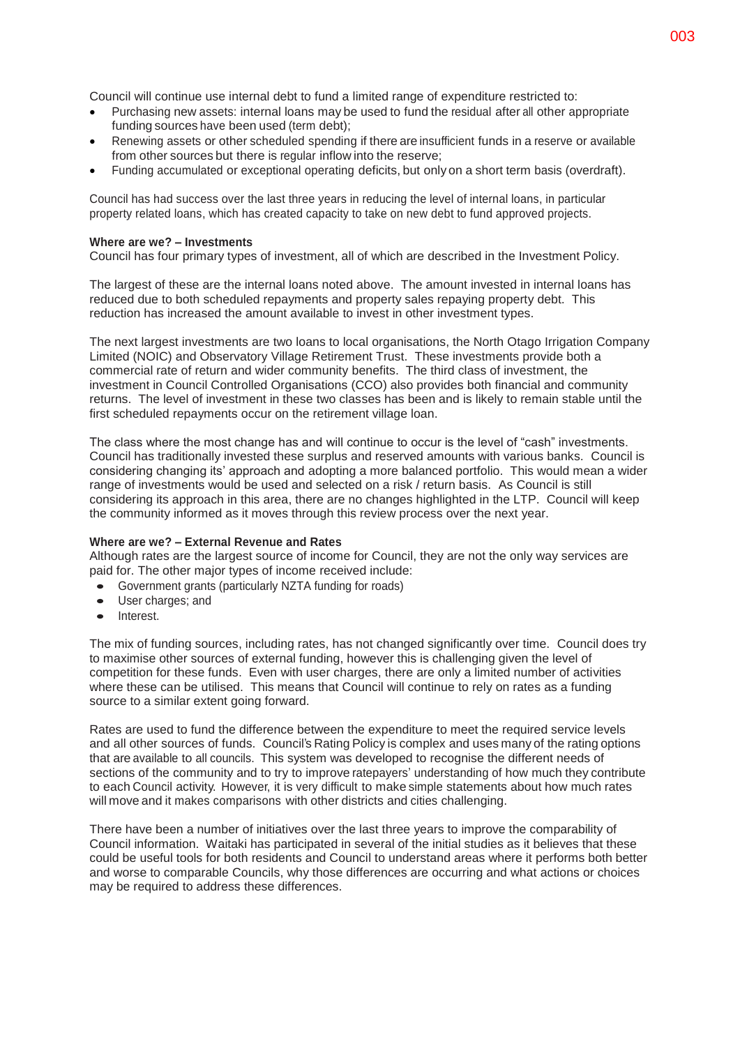Council will continue use internal debt to fund a limited range of expenditure restricted to:

- Purchasing new assets: internal loans may be used to fund the residual after all other appropriate funding sources have been used (term debt);
- Renewing assets or other scheduled spending if there are insufficient funds in a reserve or available from other sources but there is regular inflow into the reserve;
- Funding accumulated or exceptional operating deficits, but only on a short term basis (overdraft).

Council has had success over the last three years in reducing the level of internal loans, in particular property related loans, which has created capacity to take on new debt to fund approved projects.

**Where are we? – Investments**

Council has four primary types of investment, all of which are described in the Investment Policy.

The largest of these are the internal loans noted above. The amount invested in internal loans has reduced due to both scheduled repayments and property sales repaying property debt. This reduction has increased the amount available to invest in other investment types.

The next largest investments are two loans to local organisations, the North Otago Irrigation Company Limited (NOIC) and Observatory Village Retirement Trust. These investments provide both a commercial rate of return and wider community benefits. The third class of investment, the investment in Council Controlled Organisations (CCO) also provides both financial and community returns. The level of investment in these two classes has been and is likely to remain stable until the first scheduled repayments occur on the retirement village loan.

The class where the most change has and will continue to occur is the level of "cash" investments. Council has traditionally invested these surplus and reserved amounts with various banks. Council is considering changing its' approach and adopting a more balanced portfolio. This would mean a wider range of investments would be used and selected on a risk / return basis. As Council is still considering its approach in this area, there are no changes highlighted in the LTP. Council will keep the community informed as it moves through this review process over the next year.

**Where are we? – External Revenue and Rates**

Although rates are the largest source of income for Council, they are not the only way services are paid for. The other major types of income received include:

- Government grants (particularly NZTA funding for roads)
- User charges; and
- Interest.

The mix of funding sources, including rates, has not changed significantly over time. Council does try to maximise other sources of external funding, however this is challenging given the level of competition for these funds. Even with user charges, there are only a limited number of activities where these can be utilised. This means that Council will continue to rely on rates as a funding source to a similar extent going forward.

Rates are used to fund the difference between the expenditure to meet the required service levels and all other sources of funds. Council's Rating Policy is complex and uses many of the rating options that are available to all councils. This system was developed to recognise the different needs of sections of the community and to try to improve ratepayers' understanding of how much they contribute to each Council activity. However, it is very difficult to make simple statements about how much rates will move and it makes comparisons with other districts and cities challenging.

There have been a number of initiatives over the last three years to improve the comparability of Council information. Waitaki has participated in several of the initial studies as it believes that these could be useful tools for both residents and Council to understand areas where it performs both better and worse to comparable Councils, why those differences are occurring and what actions or choices may be required to address these differences.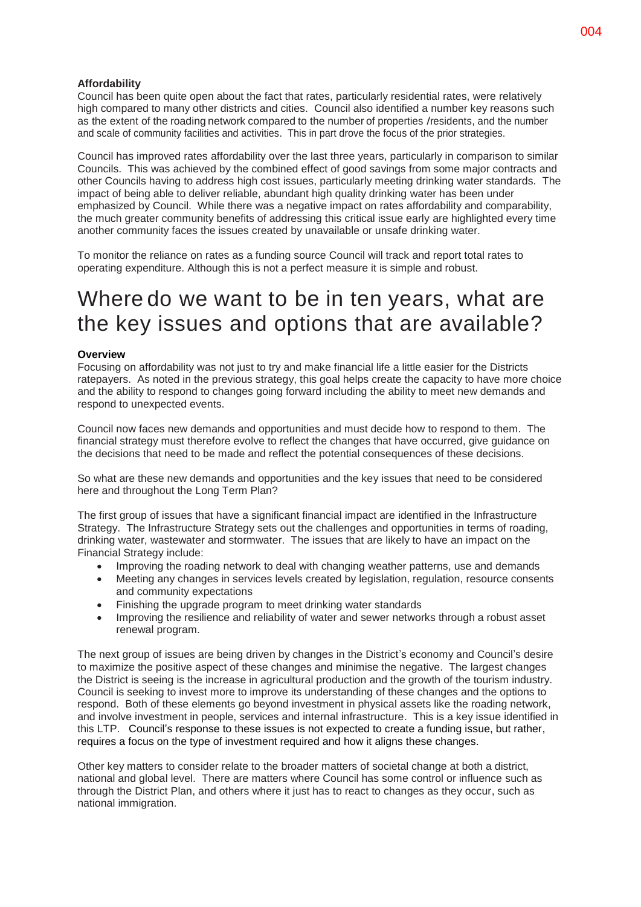**Affordability**

Council has been quite open about the fact that rates, particularly residential rates, were relatively high compared to many other districts and cities. Council also identified a number key reasons such as the extent of the roading network compared to the number of properties /residents, and the number and scale of community facilities and activities. This in part drove the focus of the prior strategies.

Council has improved rates affordability over the last three years, particularly in comparison to similar Councils. This was achieved by the combined effect of good savings from some major contracts and other Councils having to address high cost issues, particularly meeting drinking water standards. The impact of being able to deliver reliable, abundant high quality drinking water has been under emphasized by Council. While there was a negative impact on rates affordability and comparability, the much greater community benefits of addressing this critical issue early are highlighted every time another community faces the issues created by unavailable or unsafe drinking water.

To monitor the reliance on rates as a funding source Council will track and report total rates to operating expenditure. Although this is not a perfect measure it is simple and robust.

# Where do we want to be in ten years, what are the key issues and options that are available?

**Overview**

Focusing on affordability was not just to try and make financial life a little easier for the Districts ratepayers. As noted in the previous strategy, this goal helps create the capacity to have more choice and the ability to respond to changes going forward including the ability to meet new demands and respond to unexpected events.

Council now faces new demands and opportunities and must decide how to respond to them. The financial strategy must therefore evolve to reflect the changes that have occurred, give guidance on the decisions that need to be made and reflect the potential consequences of these decisions.

So what are these new demands and opportunities and the key issues that need to be considered here and throughout the Long Term Plan?

The first group of issues that have a significant financial impact are identified in the Infrastructure Strategy. The Infrastructure Strategy sets out the challenges and opportunities in terms of roading, drinking water, wastewater and stormwater. The issues that are likely to have an impact on the Financial Strategy include:

- Improving the roading network to deal with changing weather patterns, use and demands
- Meeting any changes in services levels created by legislation, regulation, resource consents and community expectations
- Finishing the upgrade program to meet drinking water standards
- Improving the resilience and reliability of water and sewer networks through a robust asset renewal program.

The next group of issues are being driven by changes in the District's economy and Council's desire to maximize the positive aspect of these changes and minimise the negative. The largest changes the District is seeing is the increase in agricultural production and the growth of the tourism industry. Council is seeking to invest more to improve its understanding of these changes and the options to respond. Both of these elements go beyond investment in physical assets like the roading network, and involve investment in people, services and internal infrastructure. This is a key issue identified in this LTP. Council's response to these issues is not expected to create a funding issue, but rather, requires a focus on the type of investment required and how it aligns these changes.

Other key matters to consider relate to the broader matters of societal change at both a district, national and global level. There are matters where Council has some control or influence such as through the District Plan, and others where it just has to react to changes as they occur, such as national immigration.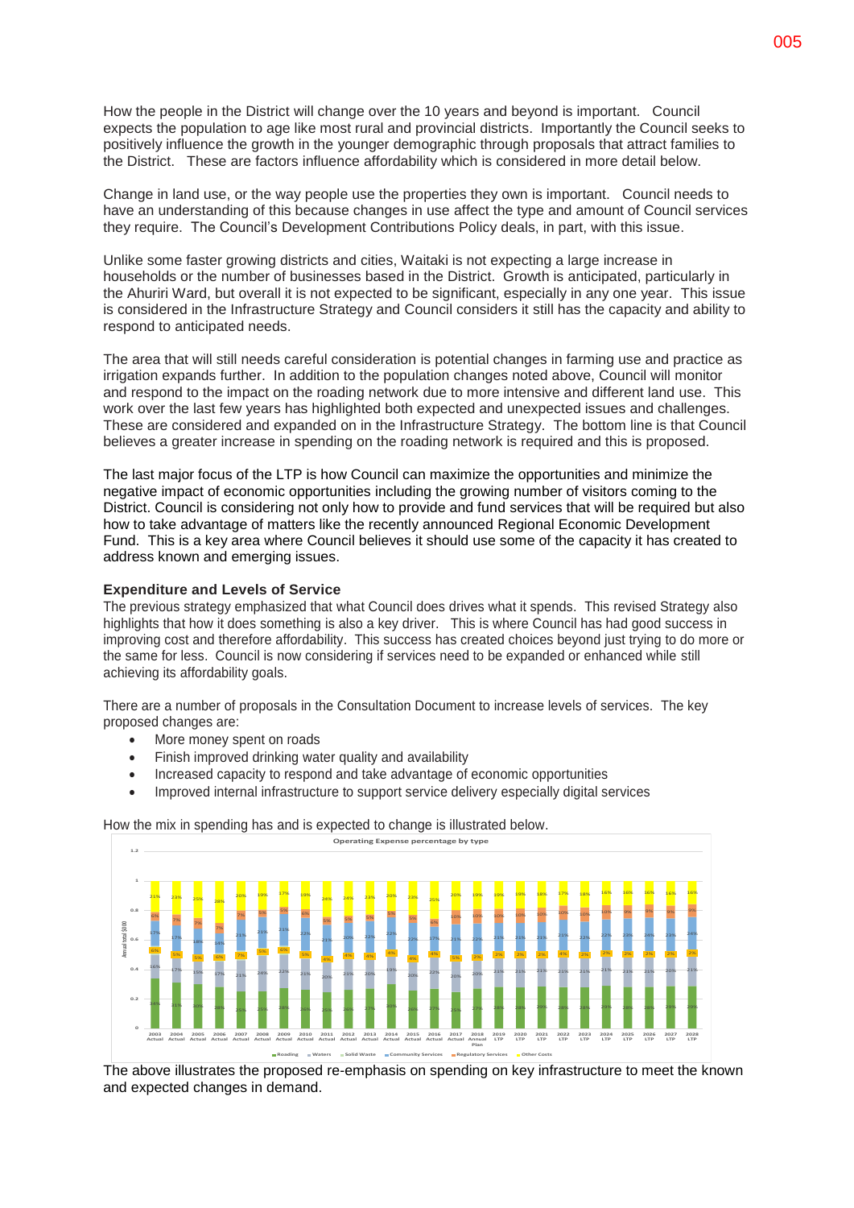How the people in the District will change over the 10 years and beyond is important. Council expects the population to age like most rural and provincial districts. Importantly the Council seeks to positively influence the growth in the younger demographic through proposals that attract families to the District. These are factors influence affordability which is considered in more detail below.

Change in land use, or the way people use the properties they own is important. Council needs to have an understanding of this because changes in use affect the type and amount of Council services they require. The Council's Development Contributions Policy deals, in part, with this issue.

Unlike some faster growing districts and cities, Waitaki is not expecting a large increase in households or the number of businesses based in the District. Growth is anticipated, particularly in the Ahuriri Ward, but overall it is not expected to be significant, especially in any one year. This issue is considered in the Infrastructure Strategy and Council considers it still has the capacity and ability to respond to anticipated needs.

The area that will still needs careful consideration is potential changes in farming use and practice as irrigation expands further. In addition to the population changes noted above, Council will monitor and respond to the impact on the roading network due to more intensive and different land use. This work over the last few years has highlighted both expected and unexpected issues and challenges. These are considered and expanded on in the Infrastructure Strategy. The bottom line is that Council believes a greater increase in spending on the roading network is required and this is proposed.

The last major focus of the LTP is how Council can maximize the opportunities and minimize the negative impact of economic opportunities including the growing number of visitors coming to the District. Council is considering not only how to provide and fund services that will be required but also how to take advantage of matters like the recently announced Regional Economic Development Fund. This is a key area where Council believes it should use some of the capacity it has created to address known and emerging issues.

**Expenditure and Levels of Service**

The previous strategy emphasized that what Council does drives what it spends. This revised Strategy also highlights that how it does something is also a key driver. This is where Council has had good success in improving cost and therefore affordability. This success has created choices beyond just trying to do more or the same for less. Council is now considering if services need to be expanded or enhanced while still achieving its affordability goals.

There are a number of proposals in the Consultation Document to increase levels of services. The key proposed changes are:

- More money spent on roads
- Finish improved drinking water quality and availability
- Increased capacity to respond and take advantage of economic opportunities
- Improved internal infrastructure to support service delivery especially digital services

How the mix in spending has and is expected to change is illustrated below.

Operating Expense percentage by type

The above illustrates the proposed re-emphasis on spending on key infrastructure to meet the known and expected changes in demand.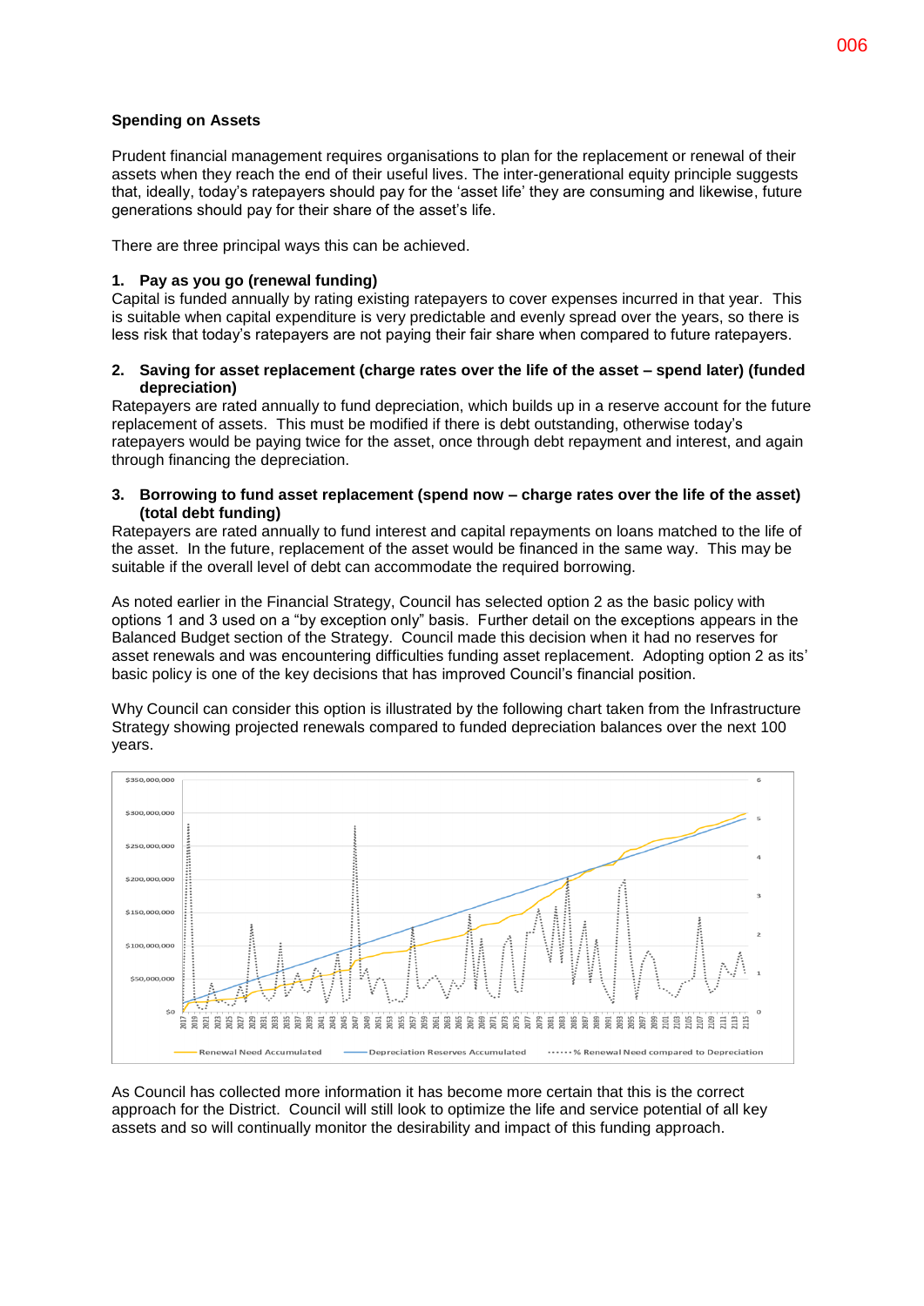**Spending on Assets**

Prudent financial management requires organisations to plan for the replacement or renewal of their assets when they reach the end of their useful lives. The inter-generational equity principle suggests that, ideally, today's ratepayers should pay for the 'asset life' they are consuming and likewise, future generations should pay for their share of the asset's life.

There are three principal ways this can be achieved.

**1. Pay as you go (renewal funding)**

Capital is funded annually by rating existing ratepayers to cover expenses incurred in that year. This is suitable when capital expenditure is very predictable and evenly spread over the years, so there is less risk that today's ratepayers are not paying their fair share when compared to future ratepayers.

**2. Saving for asset replacement (charge rates over the life of the asset – spend later) (funded depreciation)**

Ratepayers are rated annually to fund depreciation, which builds up in a reserve account for the future replacement of assets. This must be modified if there is debt outstanding, otherwise today's ratepayers would be paying twice for the asset, once through debt repayment and interest, and again through financing the depreciation.

**3. Borrowing to fund asset replacement (spend now – charge rates over the life of the asset) (total debt funding)**

Ratepayers are rated annually to fund interest and capital repayments on loans matched to the life of the asset. In the future, replacement of the asset would be financed in the same way. This may be suitable if the overall level of debt can accommodate the required borrowing.

As noted earlier in the Financial Strategy, Council has selected option 2 as the basic policy with options 1 and 3 used on a "by exception only" basis. Further detail on the exceptions appears in the Balanced Budget section of the Strategy. Council made this decision when it had no reserves for asset renewals and was encountering difficulties funding asset replacement. Adopting option 2 as its' basic policy is one of the key decisions that has improved Council's financial position.

Why Council can consider this option is illustrated by the following chart taken from the Infrastructure Strategy showing projected renewals compared to funded depreciation balances over the next 100 years.

As Council has collected more information it has become more certain that this is the correct approach for the District. Council will still look to optimize the life and service potential of all key assets and so will continually monitor the desirability and impact of this funding approach.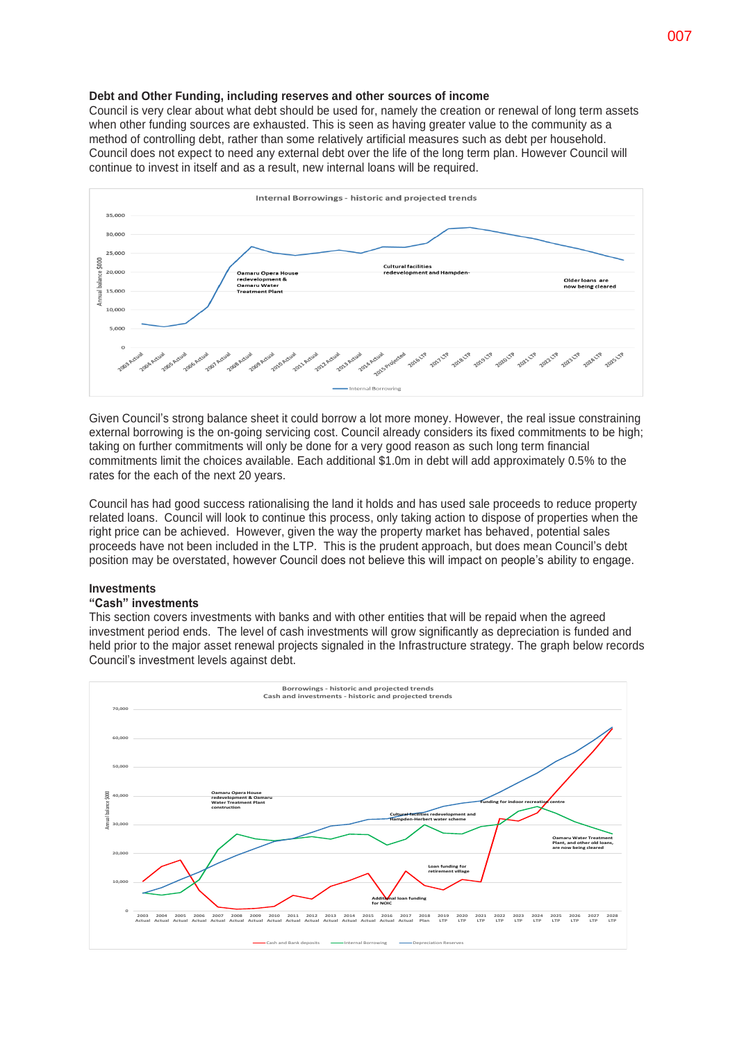## Debt and Other Funding, including reserves and other sources of income

Council is very clear about what debt should be used for, namely the creation or renewal of long term assets when other funding sources are exhausted. This is seen as having greater value to the community as a method of controlling debt, rather than some relatively artificial measures such as debt per household. Council does not expect to need any external debt over the life of the long term plan. However Council will continue to invest in itself and as a result, new internal loans will be required.

Internal Borrowings - historic and projected trends

Oamaru Opera House redevelopment & Oamaru Water Treatment Plant

Cultural facilities redevelopment and Hampden-

Older loans are now being cleared

Given Council's strong balance sheet it could borrow a lot more money. However, the real issue constraining external borrowing is the on-going servicing cost. Council already considers its fixed commitments to be high; taking on further commitments will only be done for a very good reason as such long term financial commitments limit the choices available. Each additional $1.0m in debt will add approximately 0.5% to the rates for the each of the next 20 years.

Council has had good success rationalising the land it holds and has used sale proceeds to reduce property related loans. Council will look to continue this process, only taking action to dispose of properties when the right price can be achieved. However, given the way the property market has behaved, potential sales proceeds have not been included in the LTP. This is the prudent approach, but does mean Council's debt position may be overstated, however Council does not believe this will impact on people's ability to engage.

## Investments

### "Cash" investments

This section covers investments with banks and with other entities that will be repaid when the agreed investment period ends. The level of cash investments will grow significantly as depreciation is funded and held prior to the major asset renewal projects signaled in the Infrastructure strategy. The graph below records Council's investment levels against debt.

Borrowings - historic and projected trends
Cash and investments - historic and projected trends

Oamaru Opera House redevelopment & Oamaru Water Treatment Plant construction

Cultural facilities redevelopment and Hampden-Herbert water scheme

Funding for indoor recreation centre

Loan funding for retirement village

Additional loan funding for NOIC

Oamaru Water Treatment Plant, and other old loans, are now being cleared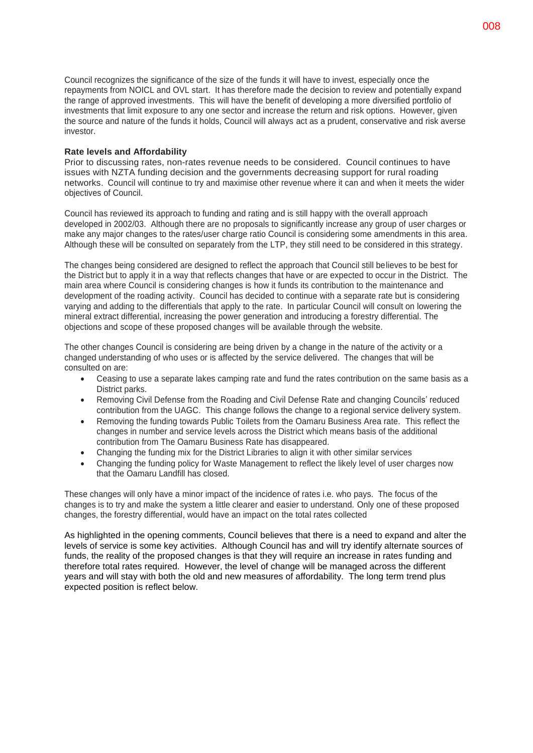Council recognizes the significance of the size of the funds it will have to invest, especially once the repayments from NOICL and OVL start. It has therefore made the decision to review and potentially expand the range of approved investments. This will have the benefit of developing a more diversified portfolio of investments that limit exposure to any one sector and increase the return and risk options. However, given the source and nature of the funds it holds, Council will always act as a prudent, conservative and risk averse investor.

**Rate levels and Affordability**

Prior to discussing rates, non-rates revenue needs to be considered. Council continues to have issues with NZTA funding decision and the governments decreasing support for rural roading networks. Council will continue to try and maximise other revenue where it can and when it meets the wider objectives of Council.

Council has reviewed its approach to funding and rating and is still happy with the overall approach developed in 2002/03. Although there are no proposals to significantly increase any group of user charges or make any major changes to the rates/user charge ratio Council is considering some amendments in this area. Although these will be consulted on separately from the LTP, they still need to be considered in this strategy.

The changes being considered are designed to reflect the approach that Council still believes to be best for the District but to apply it in a way that reflects changes that have or are expected to occur in the District. The main area where Council is considering changes is how it funds its contribution to the maintenance and development of the roading activity. Council has decided to continue with a separate rate but is considering varying and adding to the differentials that apply to the rate. In particular Council will consult on lowering the mineral extract differential, increasing the power generation and introducing a forestry differential. The objections and scope of these proposed changes will be available through the website.

The other changes Council is considering are being driven by a change in the nature of the activity or a changed understanding of who uses or is affected by the service delivered. The changes that will be consulted on are:

- Ceasing to use a separate lakes camping rate and fund the rates contribution on the same basis as a District parks.
- Removing Civil Defense from the Roading and Civil Defense Rate and changing Councils' reduced contribution from the UAGC. This change follows the change to a regional service delivery system.
- Removing the funding towards Public Toilets from the Oamaru Business Area rate. This reflect the changes in number and service levels across the District which means basis of the additional contribution from The Oamaru Business Rate has disappeared.
- Changing the funding mix for the District Libraries to align it with other similar services
- Changing the funding policy for Waste Management to reflect the likely level of user charges now that the Oamaru Landfill has closed.

These changes will only have a minor impact of the incidence of rates i.e. who pays. The focus of the changes is to try and make the system a little clearer and easier to understand. Only one of these proposed changes, the forestry differential, would have an impact on the total rates collected

As highlighted in the opening comments, Council believes that there is a need to expand and alter the levels of service is some key activities. Although Council has and will try identify alternate sources of funds, the reality of the proposed changes is that they will require an increase in rates funding and therefore total rates required. However, the level of change will be managed across the different years and will stay with both the old and new measures of affordability. The long term trend plus expected position is reflect below.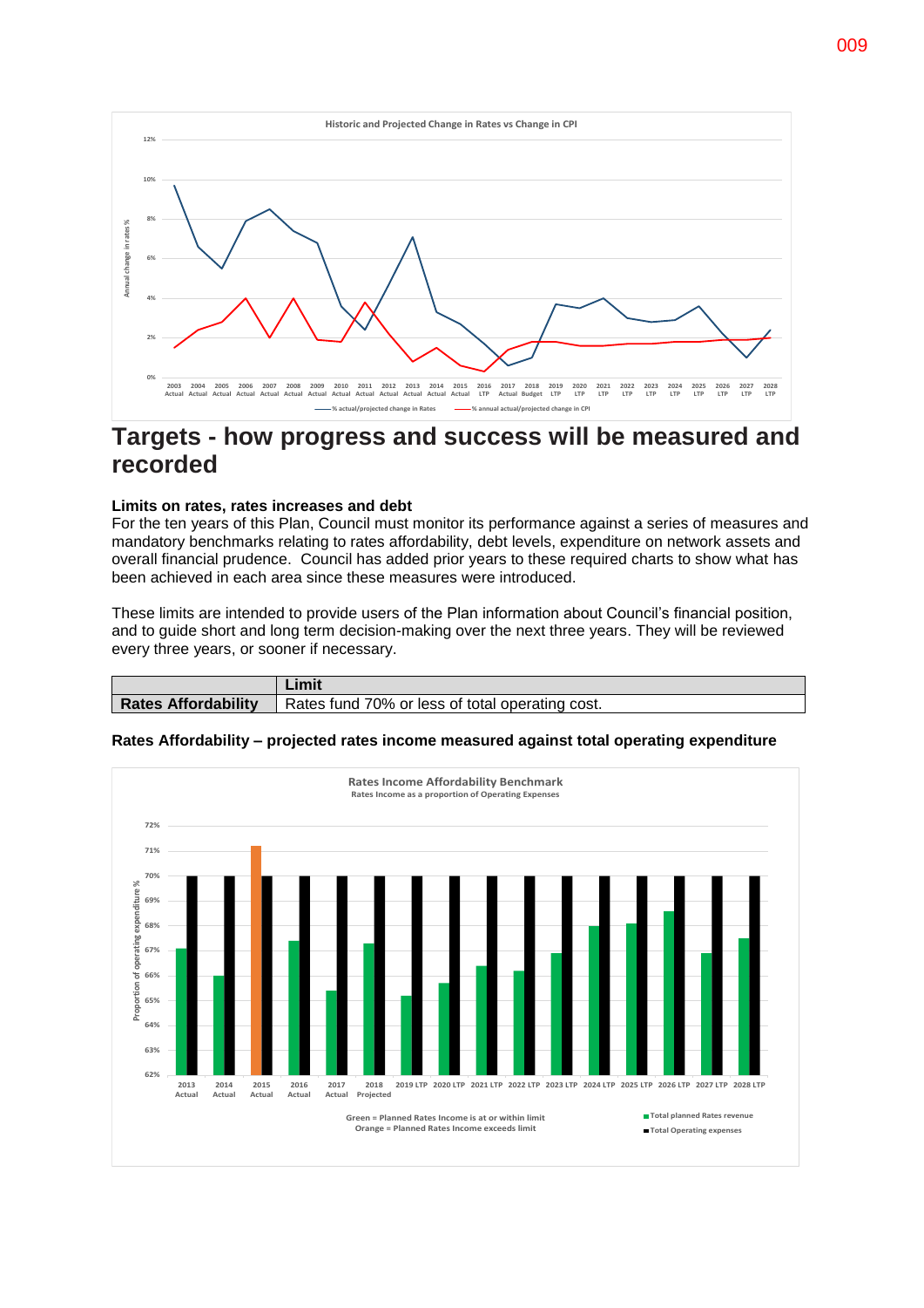Historic and Projected Change in Rates vs Change in CPI

# Targets - how progress and success will be measured and recorded

**Limits on rates, rates increases and debt**

For the ten years of this Plan, Council must monitor its performance against a series of measures and mandatory benchmarks relating to rates affordability, debt levels, expenditure on network assets and overall financial prudence. Council has added prior years to these required charts to show what has been achieved in each area since these measures were introduced.

These limits are intended to provide users of the Plan information about Council's financial position, and to guide short and long term decision-making over the next three years. They will be reviewed every three years, or sooner if necessary.

| | Limit |
|---|---|
| **Rates Affordability** | Rates fund 70% or less of total operating cost. |

**Rates Affordability – projected rates income measured against total operating expenditure**

Rates Income Affordability Benchmark
Rates Income as a proportion of Operating Expenses

Green = Planned Rates Income is at or within limit
Orange = Planned Rates Income exceeds limit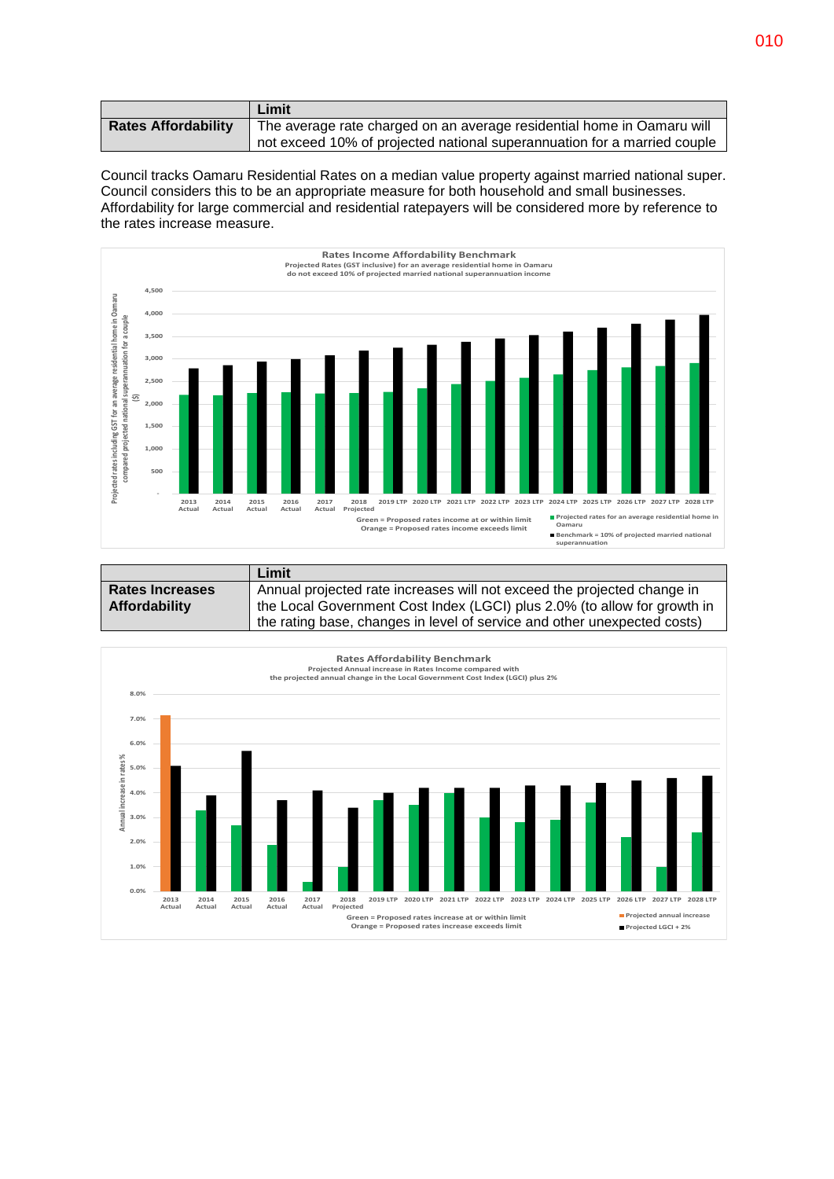| | Limit |
|---|---|
| **Rates Affordability** | The average rate charged on an average residential home in Oamaru will not exceed 10% of projected national superannuation for a married couple |

Council tracks Oamaru Residential Rates on a median value property against married national super. Council considers this to be an appropriate measure for both household and small businesses. Affordability for large commercial and residential ratepayers will be considered more by reference to the rates increase measure.

**Rates Income Affordability Benchmark**
Projected Rates (GST inclusive) for an average residential home in Oamaru do not exceed 10% of projected married national superannuation income

Green = Proposed rates income at or within limit
Orange = Proposed rates income exceeds limit

■ Projected rates for an average residential home in Oamaru
■ Benchmark = 10% of projected married national superannuation

| | Limit |
|---|---|
| **Rates Increases Affordability** | Annual projected rate increases will not exceed the projected change in the Local Government Cost Index (LGCI) plus 2.0% (to allow for growth in the rating base, changes in level of service and other unexpected costs) |

**Rates Affordability Benchmark**
Projected Annual increase in Rates Income compared with the projected annual change in the Local Government Cost Index (LGCI) plus 2%

Green = Proposed rates increase at or within limit
Orange = Proposed rates increase exceeds limit

■ Projected annual increase
■ Projected LGCI + 2%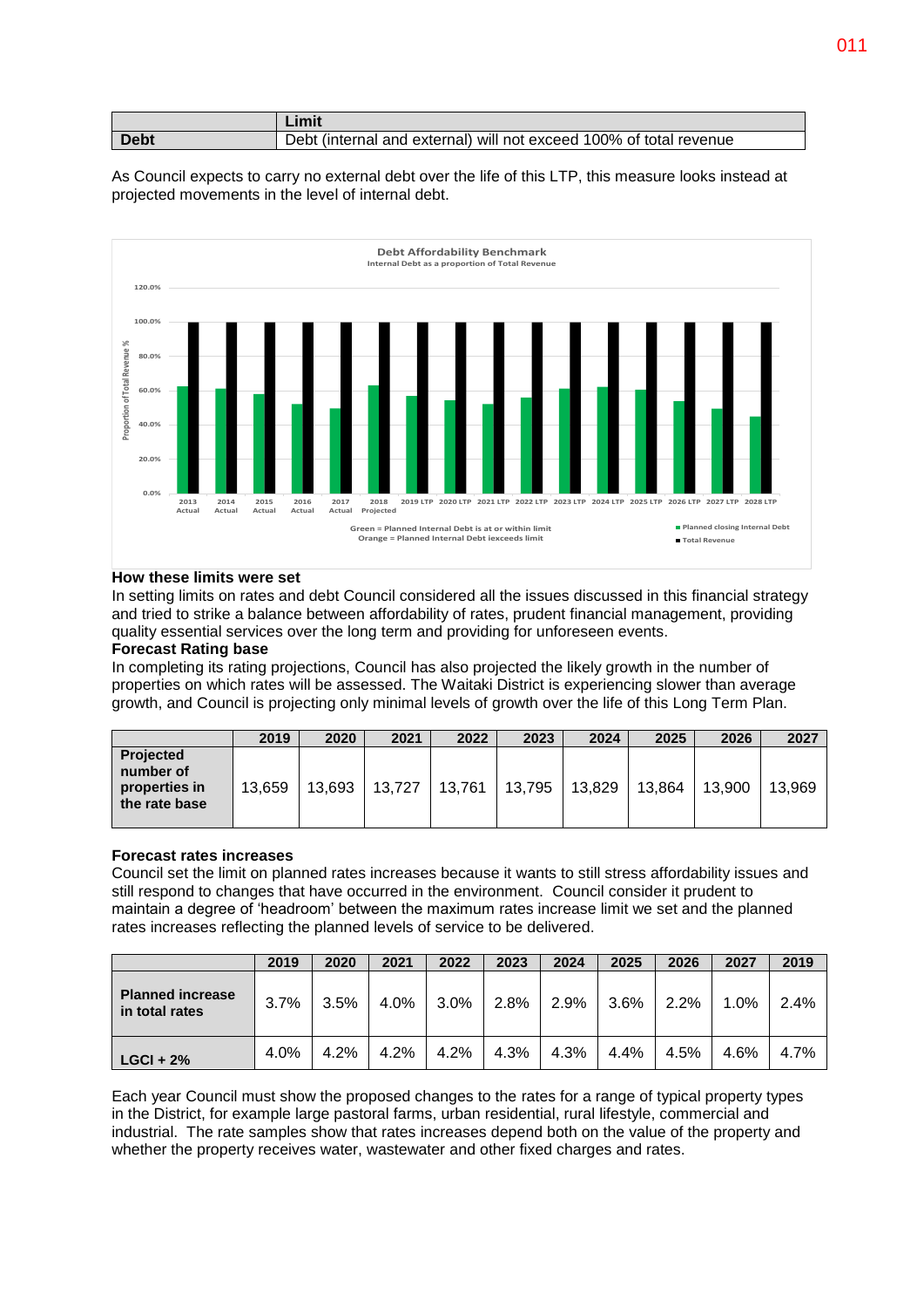| | Limit |
|---|---|
| **Debt** | Debt (internal and external) will not exceed 100% of total revenue |

As Council expects to carry no external debt over the life of this LTP, this measure looks instead at projected movements in the level of internal debt.

**Debt Affordability Benchmark**
Internal Debt as a proportion of Total Revenue

Green = Planned Internal Debt is at or within limit
Orange = Planned Internal Debt iexceeds limit

■ Planned closing Internal Debt
■ Total Revenue

**How these limits were set**

In setting limits on rates and debt Council considered all the issues discussed in this financial strategy and tried to strike a balance between affordability of rates, prudent financial management, providing quality essential services over the long term and providing for unforeseen events.

**Forecast Rating base**

In completing its rating projections, Council has also projected the likely growth in the number of properties on which rates will be assessed. The Waitaki District is experiencing slower than average growth, and Council is projecting only minimal levels of growth over the life of this Long Term Plan.

| | 2019 | 2020 | 2021 | 2022 | 2023 | 2024 | 2025 | 2026 | 2027 |
|---|---|---|---|---|---|---|---|---|---|
| **Projected number of properties in the rate base** | 13,659 | 13,693 | 13,727 | 13,761 | 13,795 | 13,829 | 13,864 | 13,900 | 13,969 |

**Forecast rates increases**

Council set the limit on planned rates increases because it wants to still stress affordability issues and still respond to changes that have occurred in the environment. Council consider it prudent to maintain a degree of 'headroom' between the maximum rates increase limit we set and the planned rates increases reflecting the planned levels of service to be delivered.

| | 2019 | 2020 | 2021 | 2022 | 2023 | 2024 | 2025 | 2026 | 2027 | 2019 |
|---|---|---|---|---|---|---|---|---|---|---|
| **Planned increase in total rates** | 3.7% | 3.5% | 4.0% | 3.0% | 2.8% | 2.9% | 3.6% | 2.2% | 1.0% | 2.4% |
| **LGCI + 2%** | 4.0% | 4.2% | 4.2% | 4.2% | 4.3% | 4.3% | 4.4% | 4.5% | 4.6% | 4.7% |

Each year Council must show the proposed changes to the rates for a range of typical property types in the District, for example large pastoral farms, urban residential, rural lifestyle, commercial and industrial. The rate samples show that rates increases depend both on the value of the property and whether the property receives water, wastewater and other fixed charges and rates.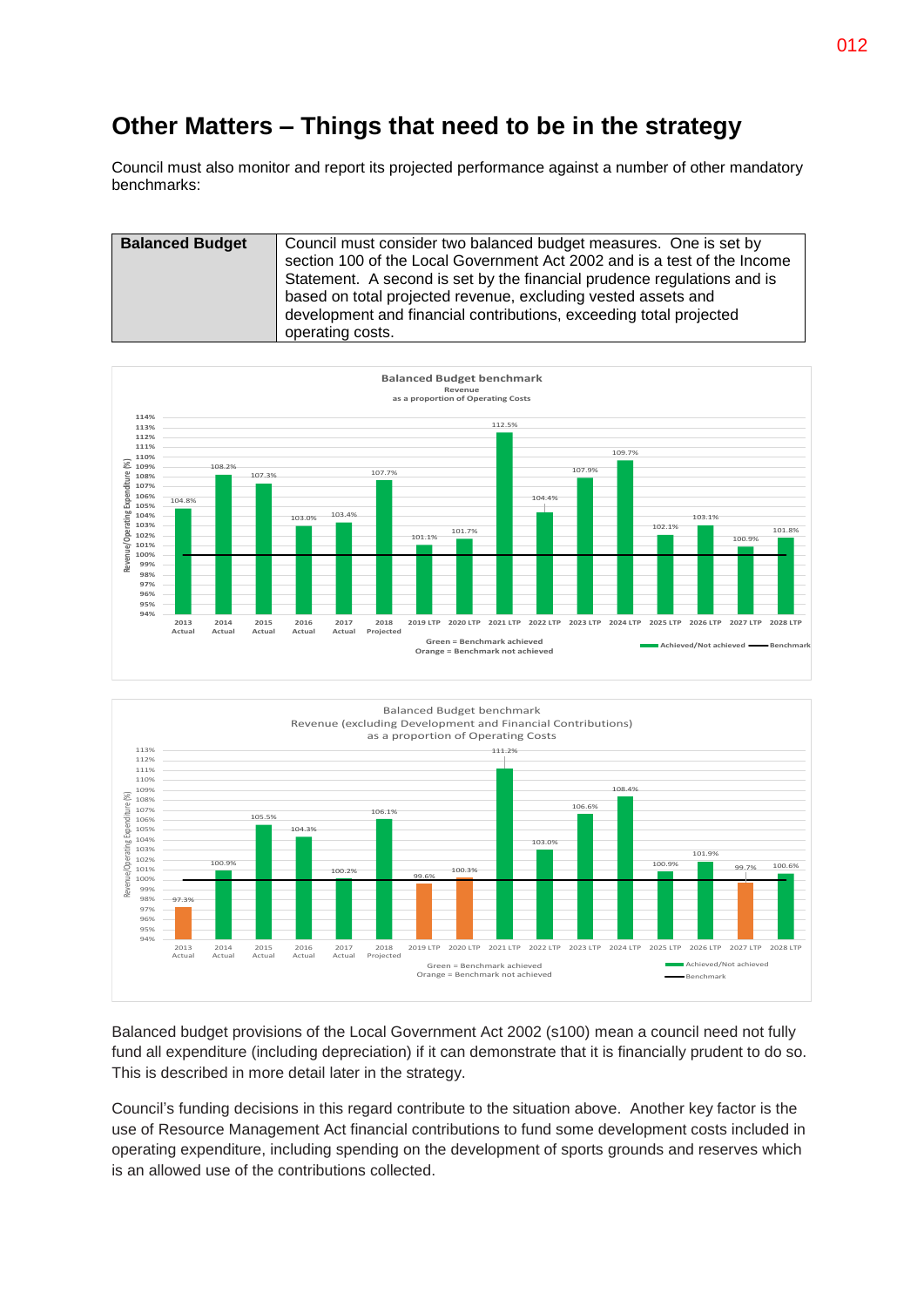# Other Matters – Things that need to be in the strategy

Council must also monitor and report its projected performance against a number of other mandatory benchmarks:

| Balanced Budget | Council must consider two balanced budget measures. One is set by section 100 of the Local Government Act 2002 and is a test of the Income Statement. A second is set by the financial prudence regulations and is based on total projected revenue, excluding vested assets and development and financial contributions, exceeding total projected operating costs. |
|---|---|

**Balanced Budget benchmark**
**Revenue as a proportion of Operating Costs**

| Year | Revenue/Operating Expenditure (%) |
|---|---|
| 2013 Actual | 104.8% |
| 2014 Actual | 108.2% |
| 2015 Actual | 107.3% |
| 2016 Actual | 103.0% |
| 2017 Actual | 103.4% |
| 2018 Projected | 107.7% |
| 2019 LTP | 101.1% |
| 2020 LTP | 101.7% |
| 2021 LTP | 112.5% |
| 2022 LTP | 104.4% |
| 2023 LTP | 107.9% |
| 2024 LTP | 109.7% |
| 2025 LTP | 102.1% |
| 2026 LTP | 103.1% |
| 2027 LTP | 100.9% |
| 2028 LTP | 101.8% |

Green = Benchmark achieved
Orange = Benchmark not achieved

**Balanced Budget benchmark**
**Revenue (excluding Development and Financial Contributions) as a proportion of Operating Costs**

| Year | Revenue/Operating Expenditure (%) |
|---|---|
| 2013 Actual | 97.3% |
| 2014 Actual | 100.9% |
| 2015 Actual | 105.5% |
| 2016 Actual | 104.3% |
| 2017 Actual | 100.2% |
| 2018 Projected | 106.1% |
| 2019 LTP | 99.6% |
| 2020 LTP | 100.3% |
| 2021 LTP | 111.2% |
| 2022 LTP | 103.0% |
| 2023 LTP | 106.6% |
| 2024 LTP | 108.4% |
| 2025 LTP | 100.9% |
| 2026 LTP | 101.9% |
| 2027 LTP | 99.7% |
| 2028 LTP | 100.6% |

Green = Benchmark achieved
Orange = Benchmark not achieved

Balanced budget provisions of the Local Government Act 2002 (s100) mean a council need not fully fund all expenditure (including depreciation) if it can demonstrate that it is financially prudent to do so. This is described in more detail later in the strategy.

Council's funding decisions in this regard contribute to the situation above. Another key factor is the use of Resource Management Act financial contributions to fund some development costs included in operating expenditure, including spending on the development of sports grounds and reserves which is an allowed use of the contributions collected.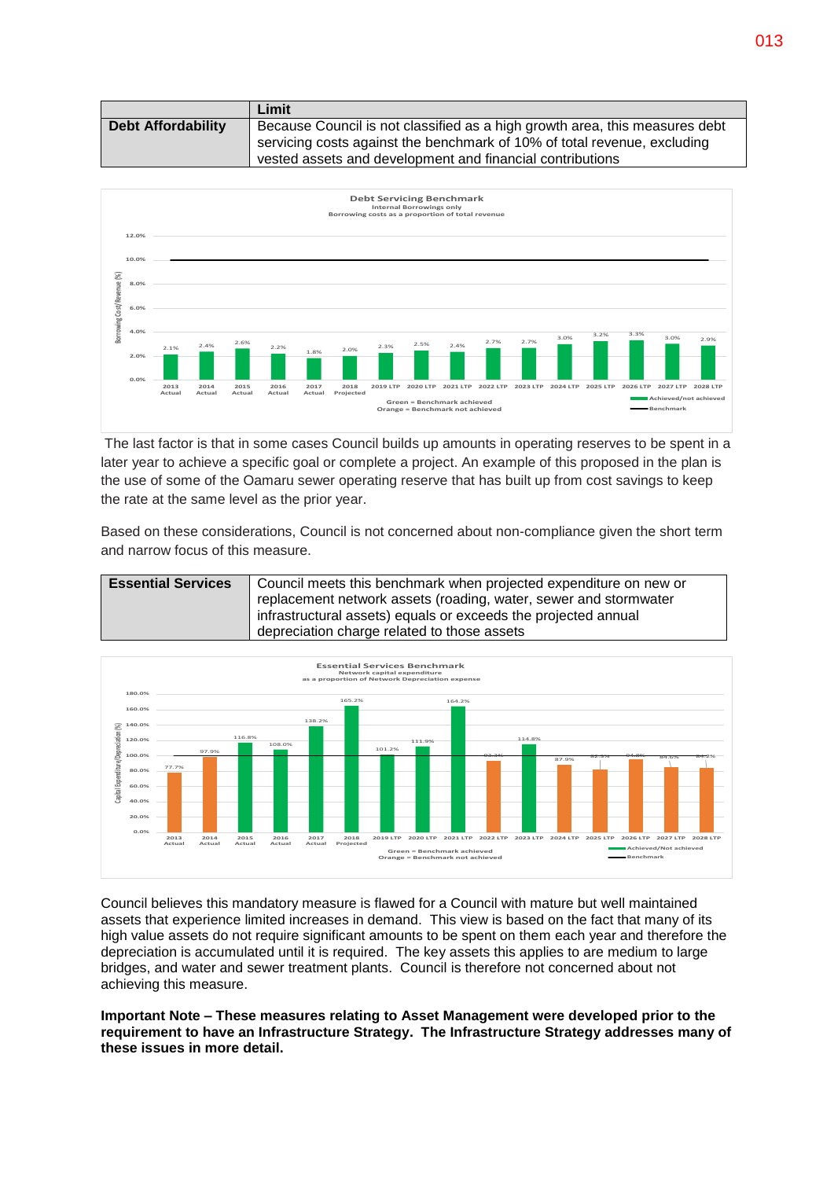| | Limit |
|---|---|
| **Debt Affordability** | Because Council is not classified as a high growth area, this measures debt servicing costs against the benchmark of 10% of total revenue, excluding vested assets and development and financial contributions |

**Debt Servicing Benchmark**
Internal Borrowings only
Borrowing costs as a proportion of total revenue

| Year | Borrowing Cost/Revenue (%) |
|---|---|
| 2013 Actual | 2.1% |
| 2014 Actual | 2.4% |
| 2015 Actual | 2.6% |
| 2016 Actual | 2.2% |
| 2017 Actual | 1.8% |
| 2018 Projected | 2.0% |
| 2019 LTP | 2.3% |
| 2020 LTP | 2.5% |
| 2021 LTP | 2.4% |
| 2022 LTP | 2.7% |
| 2023 LTP | 2.7% |
| 2024 LTP | 3.0% |
| 2025 LTP | 3.2% |
| 2026 LTP | 3.3% |
| 2027 LTP | 3.0% |
| 2028 LTP | 2.9% |

Benchmark: 10.0%
Green = Benchmark achieved
Orange = Benchmark not achieved

The last factor is that in some cases Council builds up amounts in operating reserves to be spent in a later year to achieve a specific goal or complete a project. An example of this proposed in the plan is the use of some of the Oamaru sewer operating reserve that has built up from cost savings to keep the rate at the same level as the prior year.

Based on these considerations, Council is not concerned about non-compliance given the short term and narrow focus of this measure.

| | |
|---|---|
| **Essential Services** | Council meets this benchmark when projected expenditure on new or replacement network assets (roading, water, sewer and stormwater infrastructural assets) equals or exceeds the projected annual depreciation charge related to those assets |

**Essential Services Benchmark**
Network capital expenditure
as a proportion of Network Depreciation expense

| Year | Capital Expenditure/Depreciation (%) |
|---|---|
| 2013 Actual | 77.7% |
| 2014 Actual | 97.9% |
| 2015 Actual | 116.8% |
| 2016 Actual | 108.0% |
| 2017 Actual | 138.2% |
| 2018 Projected | 165.2% |
| 2019 LTP | 101.2% |
| 2020 LTP | 111.9% |
| 2021 LTP | 164.2% |
| 2022 LTP | 93.3% |
| 2023 LTP | 114.8% |
| 2024 LTP | 87.9% |
| 2025 LTP | 82.5% |
| 2026 LTP | 94.8% |
| 2027 LTP | 84.6% |
| 2028 LTP | 84.5% |

Benchmark: 100.0%
Green = Benchmark achieved
Orange = Benchmark not achieved

Council believes this mandatory measure is flawed for a Council with mature but well maintained assets that experience limited increases in demand. This view is based on the fact that many of its high value assets do not require significant amounts to be spent on them each year and therefore the depreciation is accumulated until it is required. The key assets this applies to are medium to large bridges, and water and sewer treatment plants. Council is therefore not concerned about not achieving this measure.

**Important Note – These measures relating to Asset Management were developed prior to the requirement to have an Infrastructure Strategy. The Infrastructure Strategy addresses many of these issues in more detail.**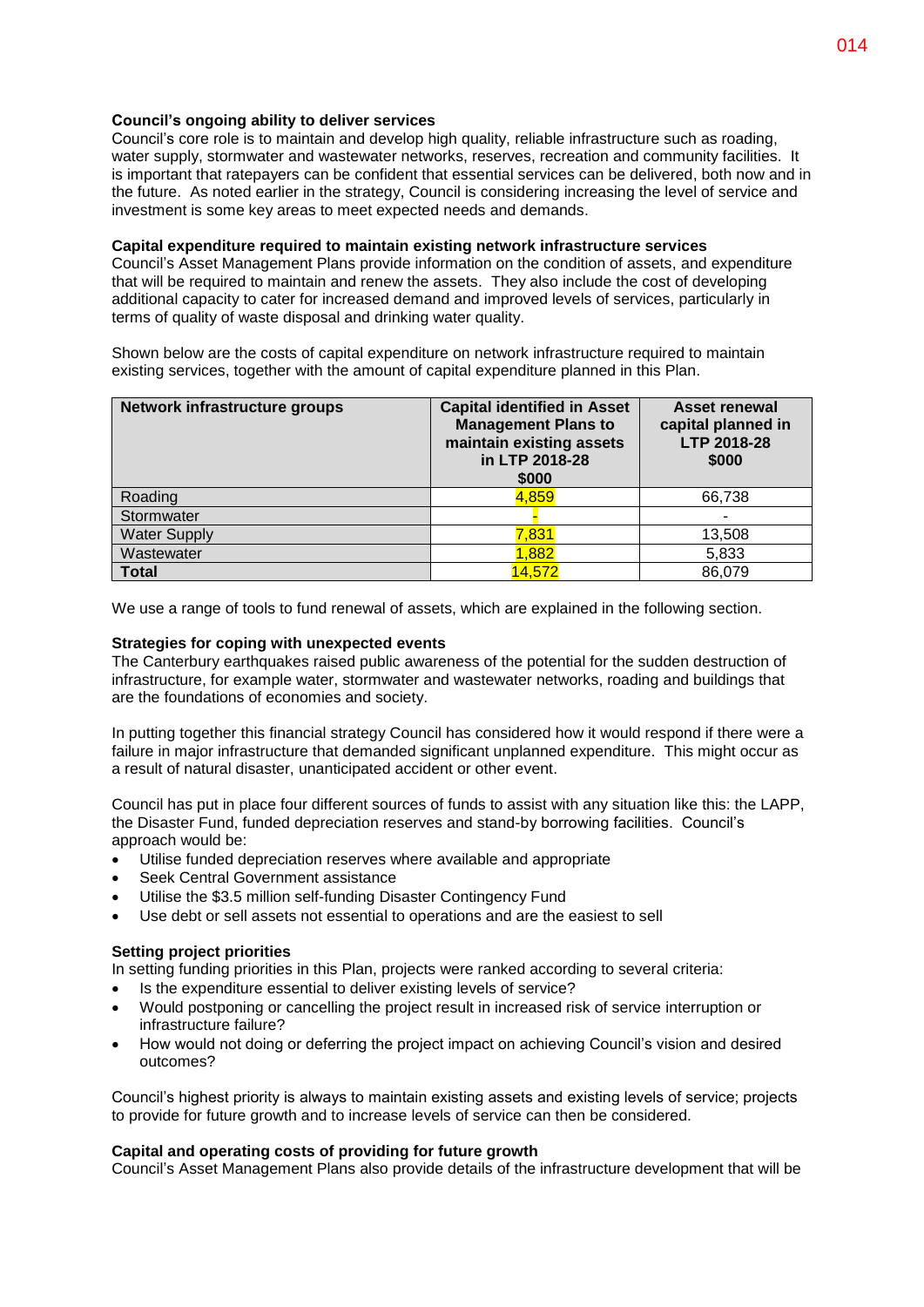**Council's ongoing ability to deliver services**

Council's core role is to maintain and develop high quality, reliable infrastructure such as roading, water supply, stormwater and wastewater networks, reserves, recreation and community facilities. It is important that ratepayers can be confident that essential services can be delivered, both now and in the future. As noted earlier in the strategy, Council is considering increasing the level of service and investment is some key areas to meet expected needs and demands.

**Capital expenditure required to maintain existing network infrastructure services**

Council's Asset Management Plans provide information on the condition of assets, and expenditure that will be required to maintain and renew the assets. They also include the cost of developing additional capacity to cater for increased demand and improved levels of services, particularly in terms of quality of waste disposal and drinking water quality.

Shown below are the costs of capital expenditure on network infrastructure required to maintain existing services, together with the amount of capital expenditure planned in this Plan.

| Network infrastructure groups | Capital identified in Asset Management Plans to maintain existing assets in LTP 2018-28 $000 | Asset renewal capital planned in LTP 2018-28 $000 |
|---|---|---|
| Roading | 4,859 | 66,738 |
| Stormwater | - | - |
| Water Supply | 7,831 | 13,508 |
| Wastewater | 1,882 | 5,833 |
| **Total** | 14,572 | 86,079 |

We use a range of tools to fund renewal of assets, which are explained in the following section.

**Strategies for coping with unexpected events**

The Canterbury earthquakes raised public awareness of the potential for the sudden destruction of infrastructure, for example water, stormwater and wastewater networks, roading and buildings that are the foundations of economies and society.

In putting together this financial strategy Council has considered how it would respond if there were a failure in major infrastructure that demanded significant unplanned expenditure. This might occur as a result of natural disaster, unanticipated accident or other event.

Council has put in place four different sources of funds to assist with any situation like this: the LAPP, the Disaster Fund, funded depreciation reserves and stand-by borrowing facilities. Council's approach would be:

- Utilise funded depreciation reserves where available and appropriate
- Seek Central Government assistance
- Utilise the $3.5 million self-funding Disaster Contingency Fund
- Use debt or sell assets not essential to operations and are the easiest to sell

**Setting project priorities**

In setting funding priorities in this Plan, projects were ranked according to several criteria:

- Is the expenditure essential to deliver existing levels of service?
- Would postponing or cancelling the project result in increased risk of service interruption or infrastructure failure?
- How would not doing or deferring the project impact on achieving Council's vision and desired outcomes?

Council's highest priority is always to maintain existing assets and existing levels of service; projects to provide for future growth and to increase levels of service can then be considered.

**Capital and operating costs of providing for future growth**

Council's Asset Management Plans also provide details of the infrastructure development that will be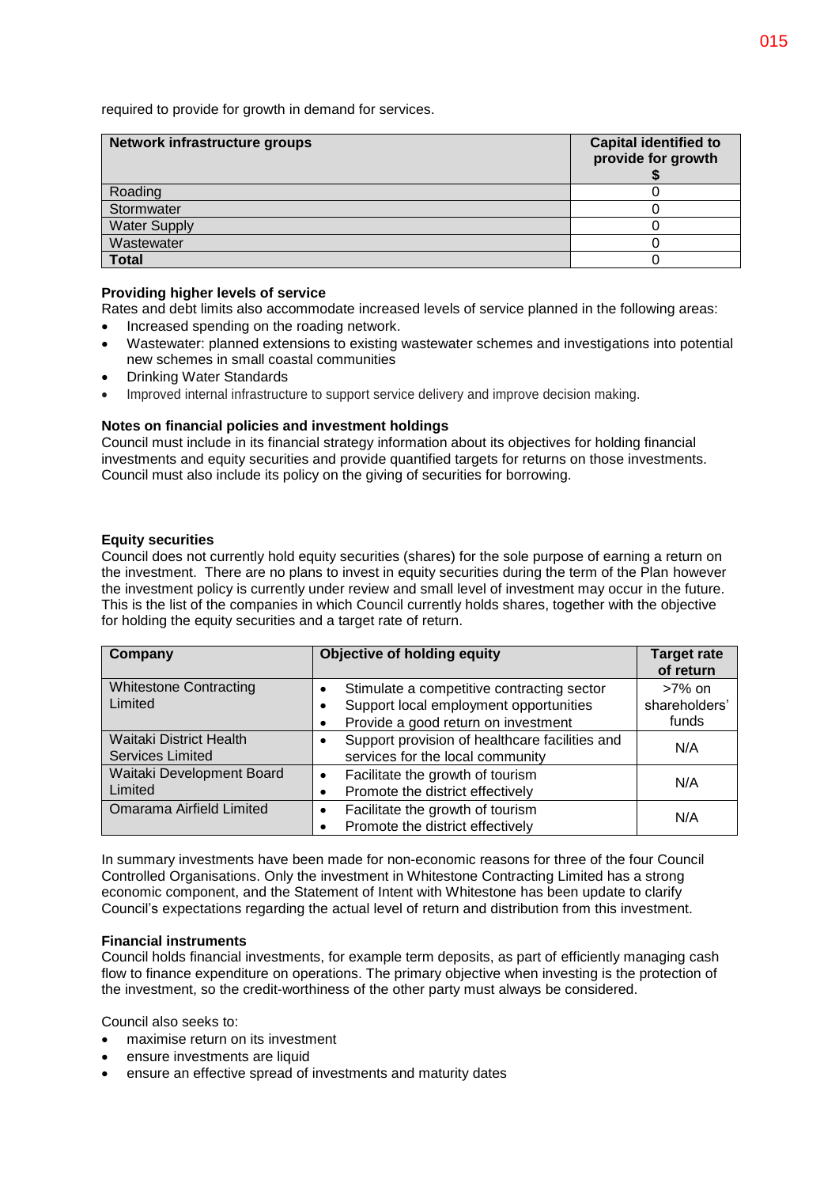required to provide for growth in demand for services.

| Network infrastructure groups | Capital identified to provide for growth $ |
|---|---|
| Roading | 0 |
| Stormwater | 0 |
| Water Supply | 0 |
| Wastewater | 0 |
| **Total** | 0 |

**Providing higher levels of service**

Rates and debt limits also accommodate increased levels of service planned in the following areas:

- Increased spending on the roading network.
- Wastewater: planned extensions to existing wastewater schemes and investigations into potential new schemes in small coastal communities
- Drinking Water Standards
- Improved internal infrastructure to support service delivery and improve decision making.

**Notes on financial policies and investment holdings**

Council must include in its financial strategy information about its objectives for holding financial investments and equity securities and provide quantified targets for returns on those investments. Council must also include its policy on the giving of securities for borrowing.

**Equity securities**

Council does not currently hold equity securities (shares) for the sole purpose of earning a return on the investment. There are no plans to invest in equity securities during the term of the Plan however the investment policy is currently under review and small level of investment may occur in the future. This is the list of the companies in which Council currently holds shares, together with the objective for holding the equity securities and a target rate of return.

| Company | Objective of holding equity | Target rate of return |
|---|---|---|
| Whitestone Contracting Limited | • Stimulate a competitive contracting sector<br>• Support local employment opportunities<br>• Provide a good return on investment | >7% on shareholders' funds |
| Waitaki District Health Services Limited | • Support provision of healthcare facilities and services for the local community | N/A |
| Waitaki Development Board Limited | • Facilitate the growth of tourism<br>• Promote the district effectively | N/A |
| Omarama Airfield Limited | • Facilitate the growth of tourism<br>• Promote the district effectively | N/A |

In summary investments have been made for non-economic reasons for three of the four Council Controlled Organisations. Only the investment in Whitestone Contracting Limited has a strong economic component, and the Statement of Intent with Whitestone has been update to clarify Council's expectations regarding the actual level of return and distribution from this investment.

**Financial instruments**

Council holds financial investments, for example term deposits, as part of efficiently managing cash flow to finance expenditure on operations. The primary objective when investing is the protection of the investment, so the credit-worthiness of the other party must always be considered.

Council also seeks to:

- maximise return on its investment
- ensure investments are liquid
- ensure an effective spread of investments and maturity dates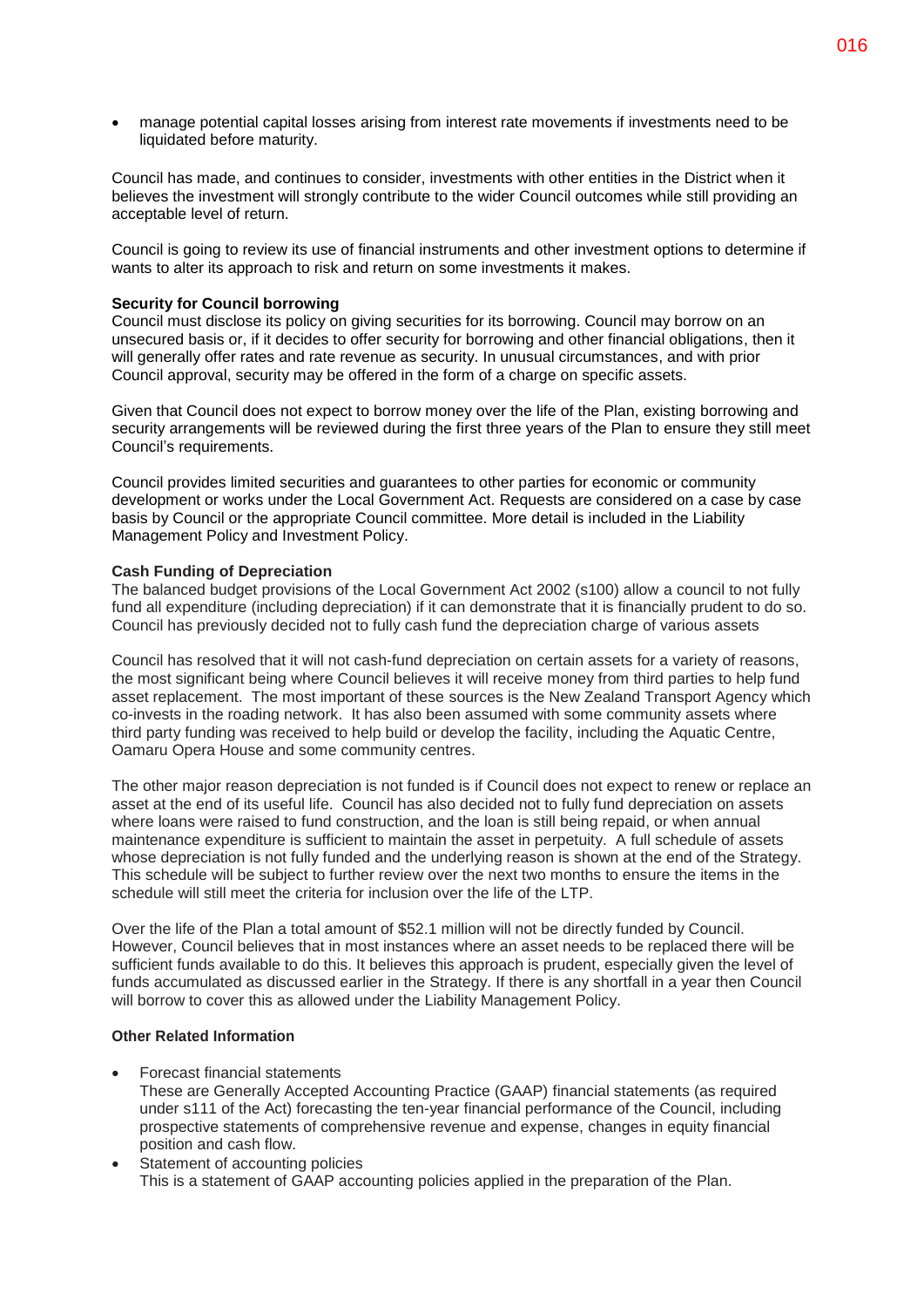- manage potential capital losses arising from interest rate movements if investments need to be liquidated before maturity.

Council has made, and continues to consider, investments with other entities in the District when it believes the investment will strongly contribute to the wider Council outcomes while still providing an acceptable level of return.

Council is going to review its use of financial instruments and other investment options to determine if wants to alter its approach to risk and return on some investments it makes.

**Security for Council borrowing**

Council must disclose its policy on giving securities for its borrowing. Council may borrow on an unsecured basis or, if it decides to offer security for borrowing and other financial obligations, then it will generally offer rates and rate revenue as security. In unusual circumstances, and with prior Council approval, security may be offered in the form of a charge on specific assets.

Given that Council does not expect to borrow money over the life of the Plan, existing borrowing and security arrangements will be reviewed during the first three years of the Plan to ensure they still meet Council's requirements.

Council provides limited securities and guarantees to other parties for economic or community development or works under the Local Government Act. Requests are considered on a case by case basis by Council or the appropriate Council committee. More detail is included in the Liability Management Policy and Investment Policy.

**Cash Funding of Depreciation**

The balanced budget provisions of the Local Government Act 2002 (s100) allow a council to not fully fund all expenditure (including depreciation) if it can demonstrate that it is financially prudent to do so. Council has previously decided not to fully cash fund the depreciation charge of various assets

Council has resolved that it will not cash-fund depreciation on certain assets for a variety of reasons, the most significant being where Council believes it will receive money from third parties to help fund asset replacement. The most important of these sources is the New Zealand Transport Agency which co-invests in the roading network. It has also been assumed with some community assets where third party funding was received to help build or develop the facility, including the Aquatic Centre, Oamaru Opera House and some community centres.

The other major reason depreciation is not funded is if Council does not expect to renew or replace an asset at the end of its useful life. Council has also decided not to fully fund depreciation on assets where loans were raised to fund construction, and the loan is still being repaid, or when annual maintenance expenditure is sufficient to maintain the asset in perpetuity. A full schedule of assets whose depreciation is not fully funded and the underlying reason is shown at the end of the Strategy. This schedule will be subject to further review over the next two months to ensure the items in the schedule will still meet the criteria for inclusion over the life of the LTP.

Over the life of the Plan a total amount of $52.1 million will not be directly funded by Council. However, Council believes that in most instances where an asset needs to be replaced there will be sufficient funds available to do this. It believes this approach is prudent, especially given the level of funds accumulated as discussed earlier in the Strategy. If there is any shortfall in a year then Council will borrow to cover this as allowed under the Liability Management Policy.

**Other Related Information**

- Forecast financial statements
  These are Generally Accepted Accounting Practice (GAAP) financial statements (as required under s111 of the Act) forecasting the ten-year financial performance of the Council, including prospective statements of comprehensive revenue and expense, changes in equity financial position and cash flow.
- Statement of accounting policies
  This is a statement of GAAP accounting policies applied in the preparation of the Plan.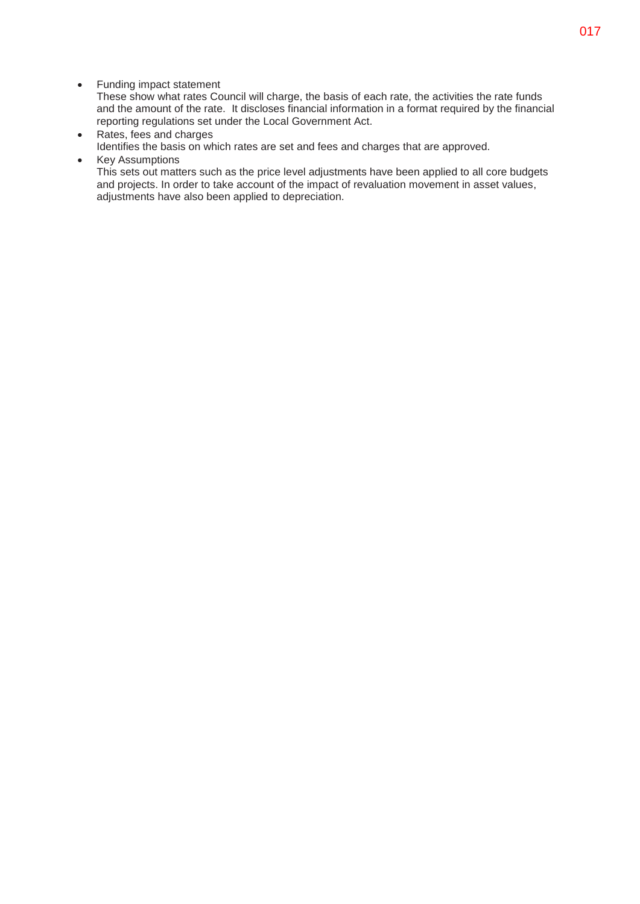- Funding impact statement
  These show what rates Council will charge, the basis of each rate, the activities the rate funds and the amount of the rate. It discloses financial information in a format required by the financial reporting regulations set under the Local Government Act.
- Rates, fees and charges
  Identifies the basis on which rates are set and fees and charges that are approved.
- Key Assumptions
  This sets out matters such as the price level adjustments have been applied to all core budgets and projects. In order to take account of the impact of revaluation movement in asset values, adjustments have also been applied to depreciation.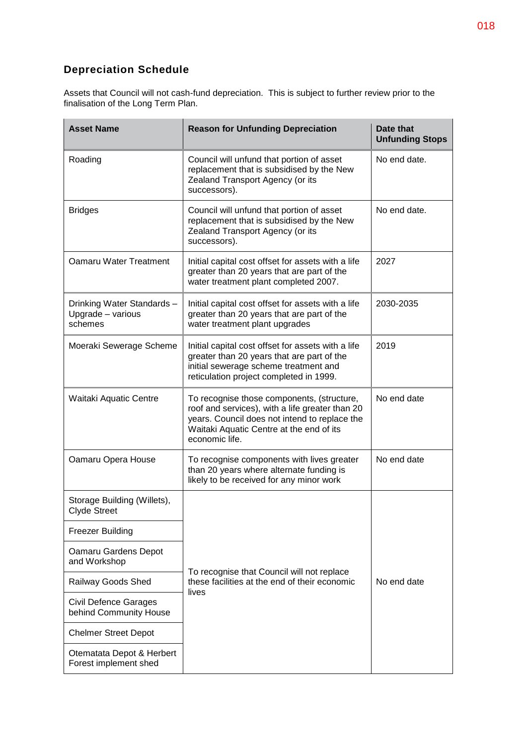## Depreciation Schedule

Assets that Council will not cash-fund depreciation. This is subject to further review prior to the finalisation of the Long Term Plan.

| Asset Name | Reason for Unfunding Depreciation | Date that Unfunding Stops |
|---|---|---|
| Roading | Council will unfund that portion of asset replacement that is subsidised by the New Zealand Transport Agency (or its successors). | No end date. |
| Bridges | Council will unfund that portion of asset replacement that is subsidised by the New Zealand Transport Agency (or its successors). | No end date. |
| Oamaru Water Treatment | Initial capital cost offset for assets with a life greater than 20 years that are part of the water treatment plant completed 2007. | 2027 |
| Drinking Water Standards – Upgrade – various schemes | Initial capital cost offset for assets with a life greater than 20 years that are part of the water treatment plant upgrades | 2030-2035 |
| Moeraki Sewerage Scheme | Initial capital cost offset for assets with a life greater than 20 years that are part of the initial sewerage scheme treatment and reticulation project completed in 1999. | 2019 |
| Waitaki Aquatic Centre | To recognise those components, (structure, roof and services), with a life greater than 20 years. Council does not intend to replace the Waitaki Aquatic Centre at the end of its economic life. | No end date |
| Oamaru Opera House | To recognise components with lives greater than 20 years where alternate funding is likely to be received for any minor work | No end date |
| Storage Building (Willets), Clyde Street | To recognise that Council will not replace these facilities at the end of their economic lives | No end date |
| Freezer Building | | |
| Oamaru Gardens Depot and Workshop | | |
| Railway Goods Shed | | |
| Civil Defence Garages behind Community House | | |
| Chelmer Street Depot | | |
| Otematata Depot & Herbert Forest implement shed | | |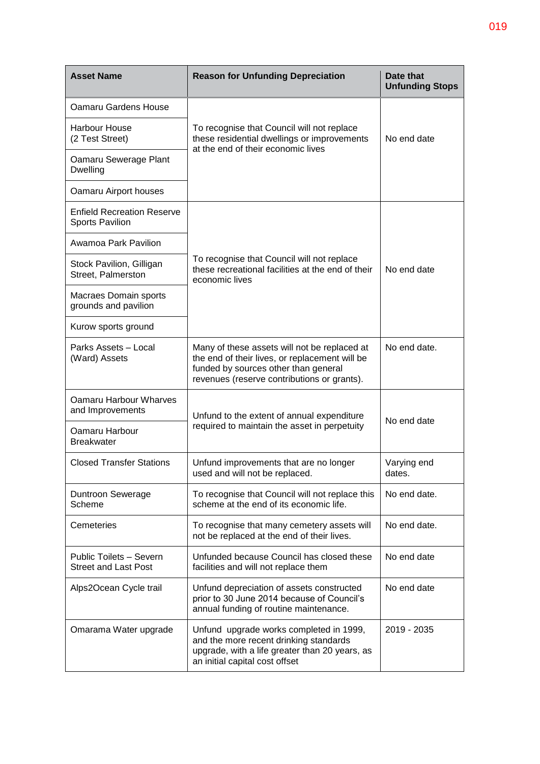| Asset Name | Reason for Unfunding Depreciation | Date that Unfunding Stops |
|---|---|---|
| Oamaru Gardens House | To recognise that Council will not replace these residential dwellings or improvements at the end of their economic lives | No end date |
| Harbour House (2 Test Street) | | |
| Oamaru Sewerage Plant Dwelling | | |
| Oamaru Airport houses | | |
| Enfield Recreation Reserve Sports Pavilion | To recognise that Council will not replace these recreational facilities at the end of their economic lives | No end date |
| Awamoa Park Pavilion | | |
| Stock Pavilion, Gilligan Street, Palmerston | | |
| Macraes Domain sports grounds and pavilion | | |
| Kurow sports ground | | |
| Parks Assets – Local (Ward) Assets | Many of these assets will not be replaced at the end of their lives, or replacement will be funded by sources other than general revenues (reserve contributions or grants). | No end date. |
| Oamaru Harbour Wharves and Improvements | Unfund to the extent of annual expenditure required to maintain the asset in perpetuity | No end date |
| Oamaru Harbour Breakwater | | |
| Closed Transfer Stations | Unfund improvements that are no longer used and will not be replaced. | Varying end dates. |
| Duntroon Sewerage Scheme | To recognise that Council will not replace this scheme at the end of its economic life. | No end date. |
| Cemeteries | To recognise that many cemetery assets will not be replaced at the end of their lives. | No end date. |
| Public Toilets – Severn Street and Last Post | Unfunded because Council has closed these facilities and will not replace them | No end date |
| Alps2Ocean Cycle trail | Unfund depreciation of assets constructed prior to 30 June 2014 because of Council's annual funding of routine maintenance. | No end date |
| Omarama Water upgrade | Unfund upgrade works completed in 1999, and the more recent drinking standards upgrade, with a life greater than 20 years, as an initial capital cost offset | 2019 - 2035 |